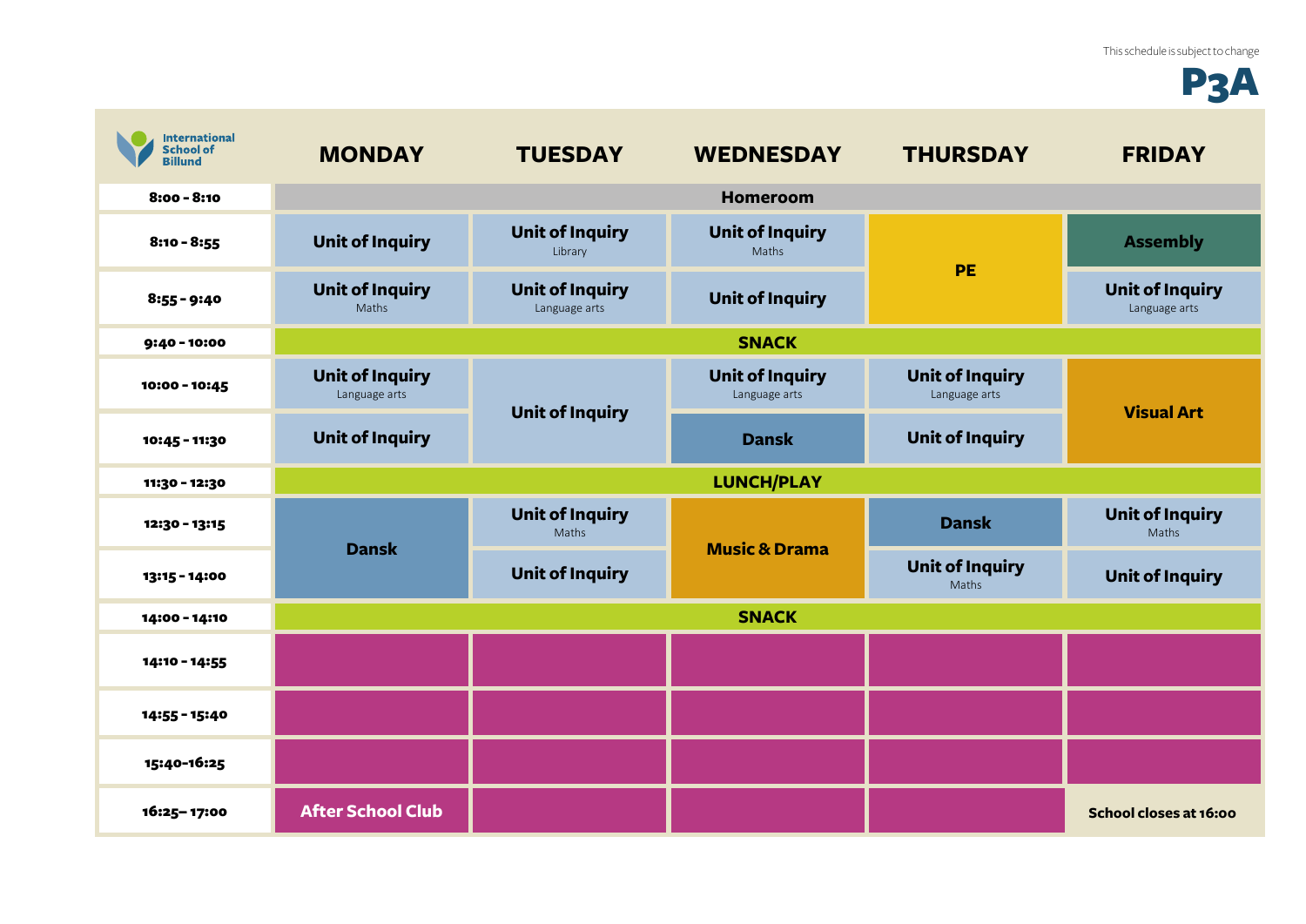This schedule is subject to change

# P3A

International School of Billund

| | MONDAY | TUESDAY | WEDNESDAY | THURSDAY | FRIDAY |
|---|---|---|---|---|---|
| 8:00 - 8:10 | Homeroom | | | | |
| 8:10 - 8:55 | Unit of Inquiry | Unit of Inquiry (Library) | Unit of Inquiry (Maths) | PE | Assembly |
| 8:55 - 9:40 | Unit of Inquiry (Maths) | Unit of Inquiry (Language arts) | Unit of Inquiry | PE | Unit of Inquiry (Language arts) |
| 9:40 - 10:00 | SNACK | | | | |
| 10:00 - 10:45 | Unit of Inquiry (Language arts) | Unit of Inquiry | Unit of Inquiry (Language arts) | Unit of Inquiry (Language arts) | Visual Art |
| 10:45 - 11:30 | Unit of Inquiry | Unit of Inquiry | Dansk | Unit of Inquiry | Visual Art |
| 11:30 - 12:30 | LUNCH/PLAY | | | | |
| 12:30 - 13:15 | Dansk | Unit of Inquiry (Maths) | Music & Drama | Dansk | Unit of Inquiry (Maths) |
| 13:15 - 14:00 | Dansk | Unit of Inquiry | Music & Drama | Unit of Inquiry (Maths) | Unit of Inquiry |
| 14:00 - 14:10 | SNACK | | | | |
| 14:10 - 14:55 | | | | | |
| 14:55 - 15:40 | | | | | |
| 15:40-16:25 | | | | | |
| 16:25– 17:00 | After School Club | | | | School closes at 16:00 |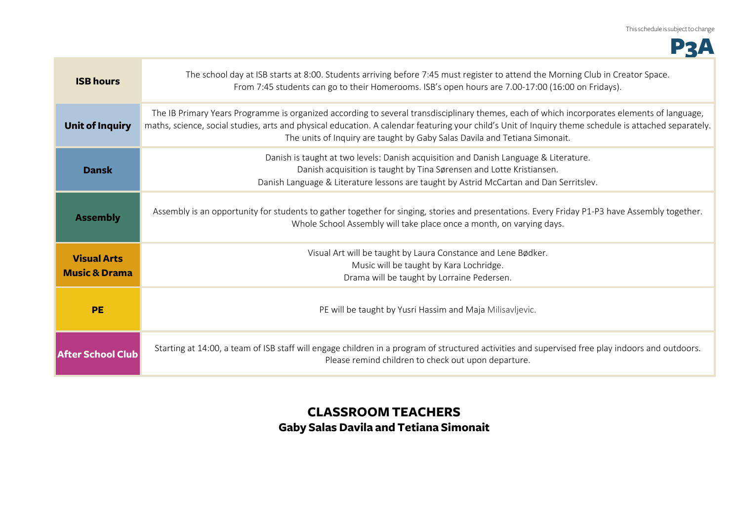This schedule is subject to change

# P3A

| | |
|---|---|
| **ISB hours** | The school day at ISB starts at 8:00. Students arriving before 7:45 must register to attend the Morning Club in Creator Space. From 7:45 students can go to their Homerooms. ISB's open hours are 7.00-17:00 (16:00 on Fridays). |
| **Unit of Inquiry** | The IB Primary Years Programme is organized according to several transdisciplinary themes, each of which incorporates elements of language, maths, science, social studies, arts and physical education. A calendar featuring your child's Unit of Inquiry theme schedule is attached separately. The units of Inquiry are taught by Gaby Salas Davila and Tetiana Simonait. |
| **Dansk** | Danish is taught at two levels: Danish acquisition and Danish Language & Literature. Danish acquisition is taught by Tina Sørensen and Lotte Kristiansen. Danish Language & Literature lessons are taught by Astrid McCartan and Dan Serritslev. |
| **Assembly** | Assembly is an opportunity for students to gather together for singing, stories and presentations. Every Friday P1-P3 have Assembly together. Whole School Assembly will take place once a month, on varying days. |
| **Visual Arts Music & Drama** | Visual Art will be taught by Laura Constance and Lene Bødker. Music will be taught by Kara Lochridge. Drama will be taught by Lorraine Pedersen. |
| **PE** | PE will be taught by Yusri Hassim and Maja Milisavljevic. |
| **After School Club** | Starting at 14:00, a team of ISB staff will engage children in a program of structured activities and supervised free play indoors and outdoors. Please remind children to check out upon departure. |

## CLASSROOM TEACHERS

**Gaby Salas Davila and Tetiana Simonait**